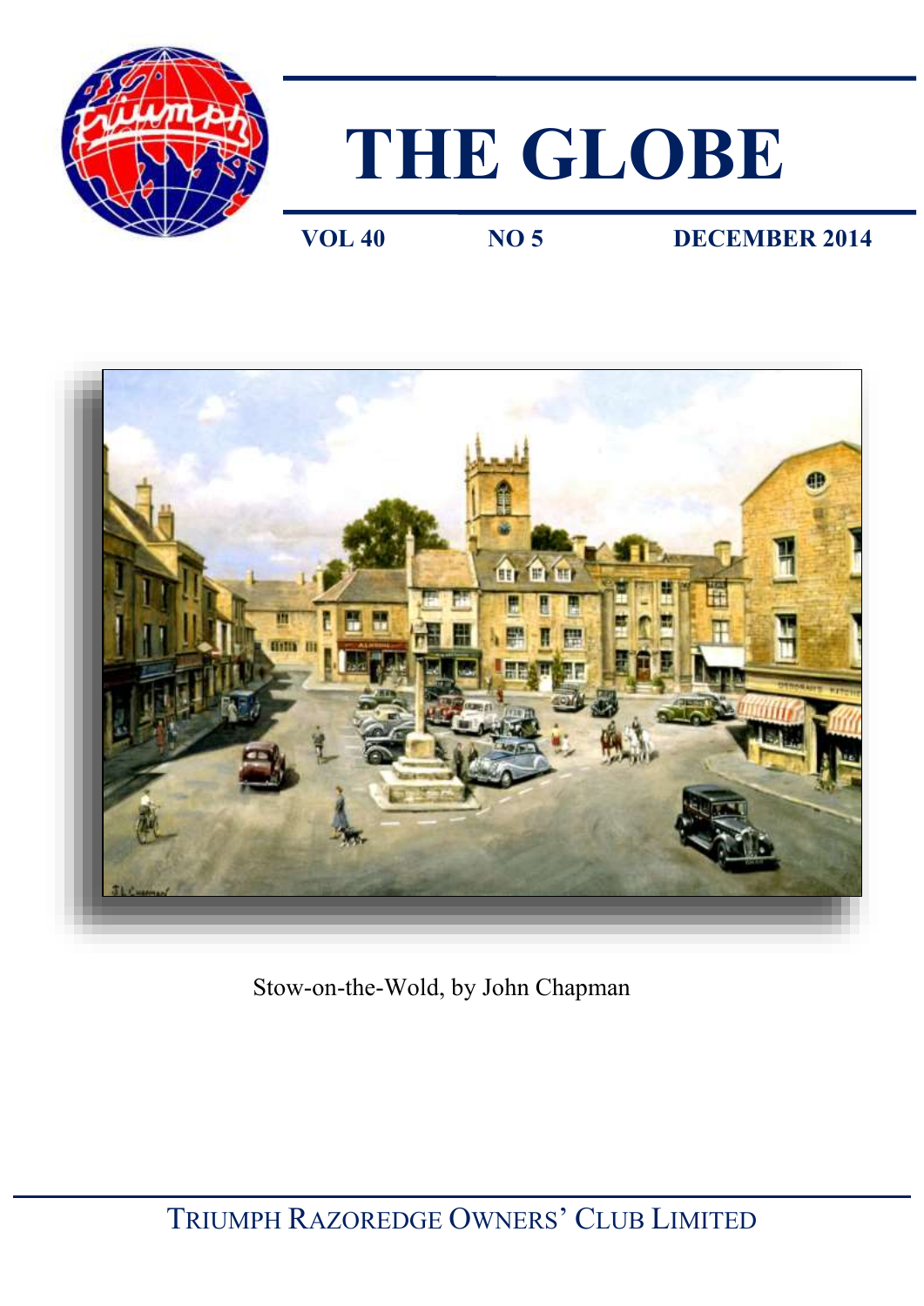# THE GLOBE

**VOL 40** **NO 5** **DECEMBER 2014**

Stow-on-the-Wold, by John Chapman

TRIUMPH RAZOREDGE OWNERS' CLUB LIMITED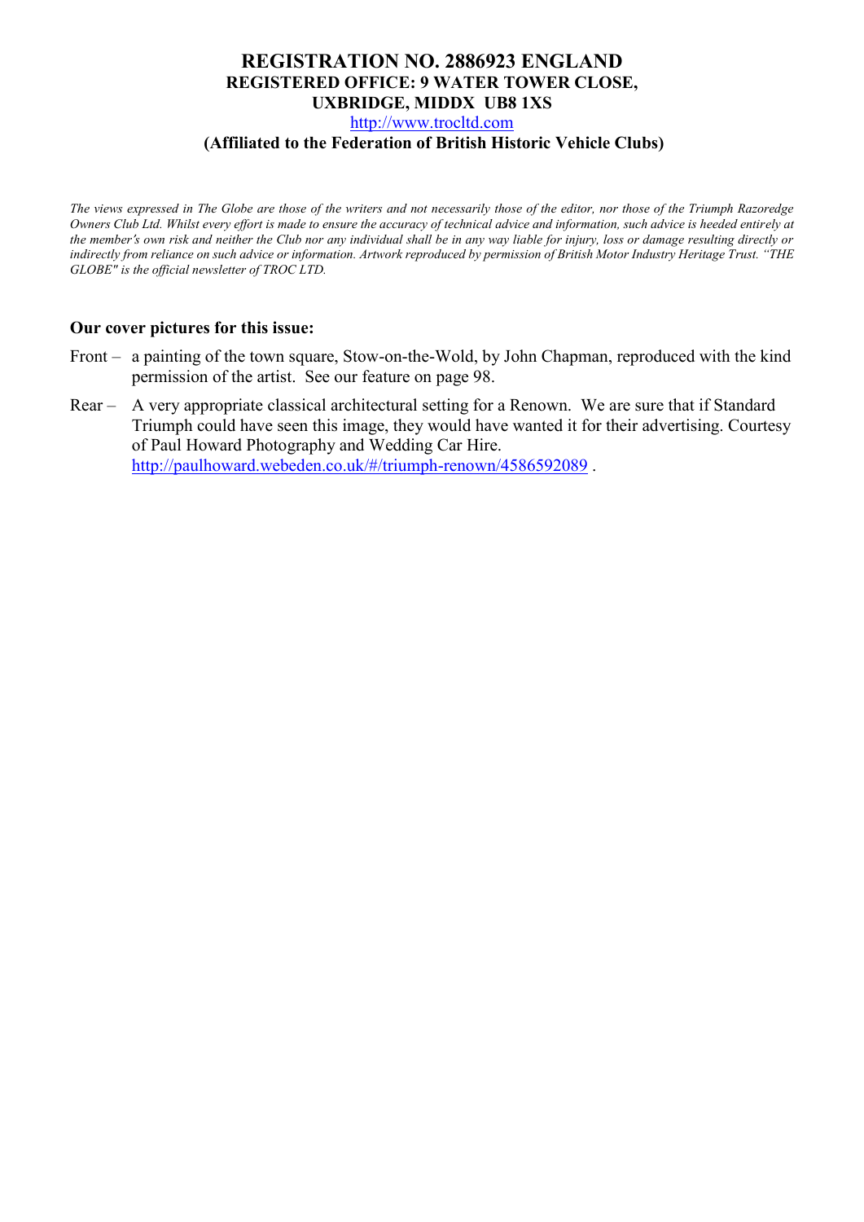**REGISTRATION NO. 2886923 ENGLAND**
**REGISTERED OFFICE: 9 WATER TOWER CLOSE, UXBRIDGE, MIDDX UB8 1XS**
http://www.trocltd.com
**(Affiliated to the Federation of British Historic Vehicle Clubs)**

*The views expressed in The Globe are those of the writers and not necessarily those of the editor, nor those of the Triumph Razoredge Owners Club Ltd. Whilst every effort is made to ensure the accuracy of technical advice and information, such advice is heeded entirely at the member's own risk and neither the Club nor any individual shall be in any way liable for injury, loss or damage resulting directly or indirectly from reliance on such advice or information. Artwork reproduced by permission of British Motor Industry Heritage Trust. "THE GLOBE" is the official newsletter of TROC LTD.*

**Our cover pictures for this issue:**

Front – a painting of the town square, Stow-on-the-Wold, by John Chapman, reproduced with the kind permission of the artist. See our feature on page 98.

Rear – A very appropriate classical architectural setting for a Renown. We are sure that if Standard Triumph could have seen this image, they would have wanted it for their advertising. Courtesy of Paul Howard Photography and Wedding Car Hire. http://paulhoward.webeden.co.uk/#/triumph-renown/4586592089 .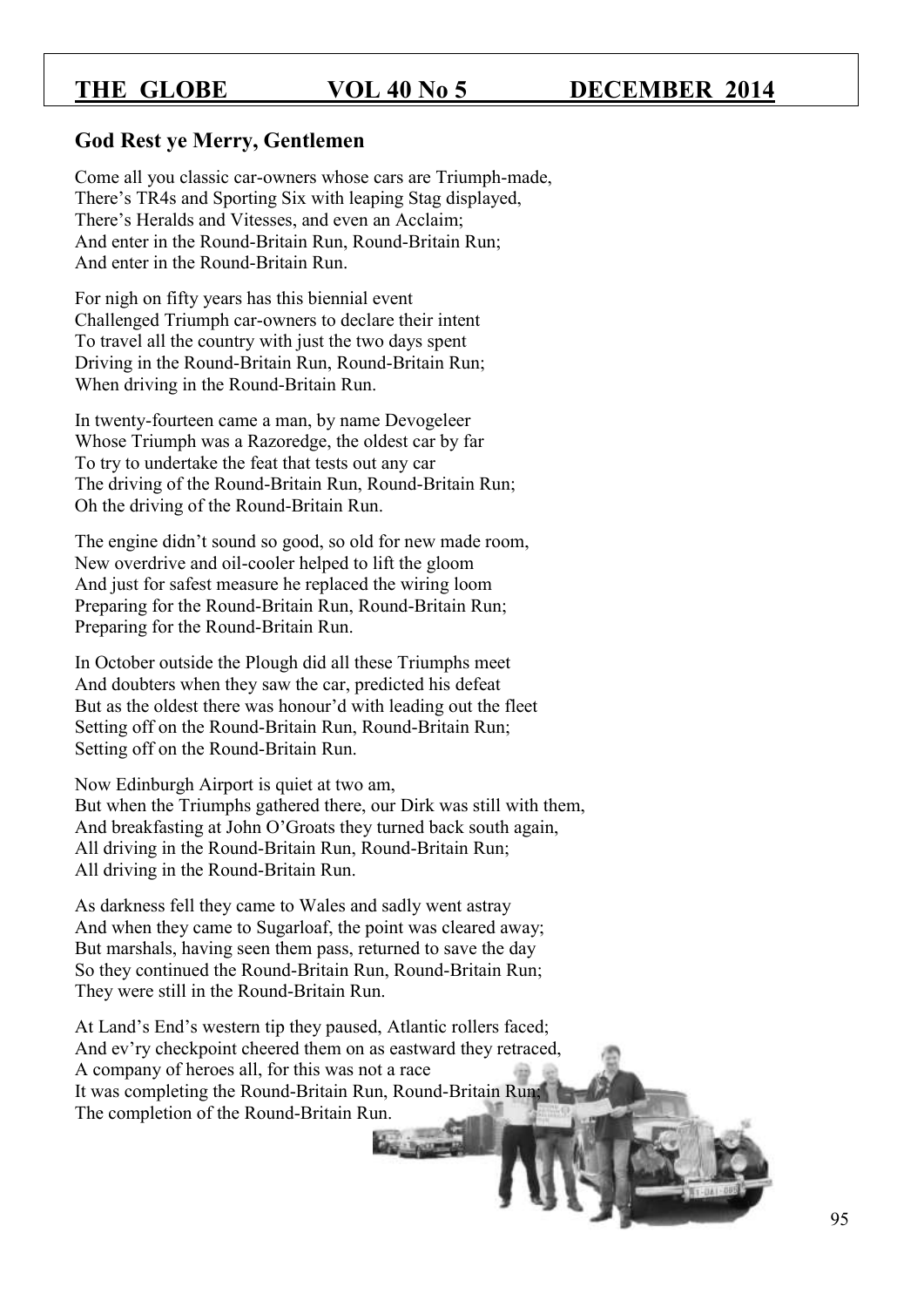## God Rest ye Merry, Gentlemen

Come all you classic car-owners whose cars are Triumph-made,
There's TR4s and Sporting Six with leaping Stag displayed,
There's Heralds and Vitesses, and even an Acclaim;
And enter in the Round-Britain Run, Round-Britain Run;
And enter in the Round-Britain Run.

For nigh on fifty years has this biennial event
Challenged Triumph car-owners to declare their intent
To travel all the country with just the two days spent
Driving in the Round-Britain Run, Round-Britain Run;
When driving in the Round-Britain Run.

In twenty-fourteen came a man, by name Devogeleer
Whose Triumph was a Razoredge, the oldest car by far
To try to undertake the feat that tests out any car
The driving of the Round-Britain Run, Round-Britain Run;
Oh the driving of the Round-Britain Run.

The engine didn't sound so good, so old for new made room,
New overdrive and oil-cooler helped to lift the gloom
And just for safest measure he replaced the wiring loom
Preparing for the Round-Britain Run, Round-Britain Run;
Preparing for the Round-Britain Run.

In October outside the Plough did all these Triumphs meet
And doubters when they saw the car, predicted his defeat
But as the oldest there was honour'd with leading out the fleet
Setting off on the Round-Britain Run, Round-Britain Run;
Setting off on the Round-Britain Run.

Now Edinburgh Airport is quiet at two am,
But when the Triumphs gathered there, our Dirk was still with them,
And breakfasting at John O'Groats they turned back south again,
All driving in the Round-Britain Run, Round-Britain Run;
All driving in the Round-Britain Run.

As darkness fell they came to Wales and sadly went astray
And when they came to Sugarloaf, the point was cleared away;
But marshals, having seen them pass, returned to save the day
So they continued the Round-Britain Run, Round-Britain Run;
They were still in the Round-Britain Run.

At Land's End's western tip they paused, Atlantic rollers faced;
And ev'ry checkpoint cheered them on as eastward they retraced,
A company of heroes all, for this was not a race
It was completing the Round-Britain Run, Round-Britain Run;
The completion of the Round-Britain Run.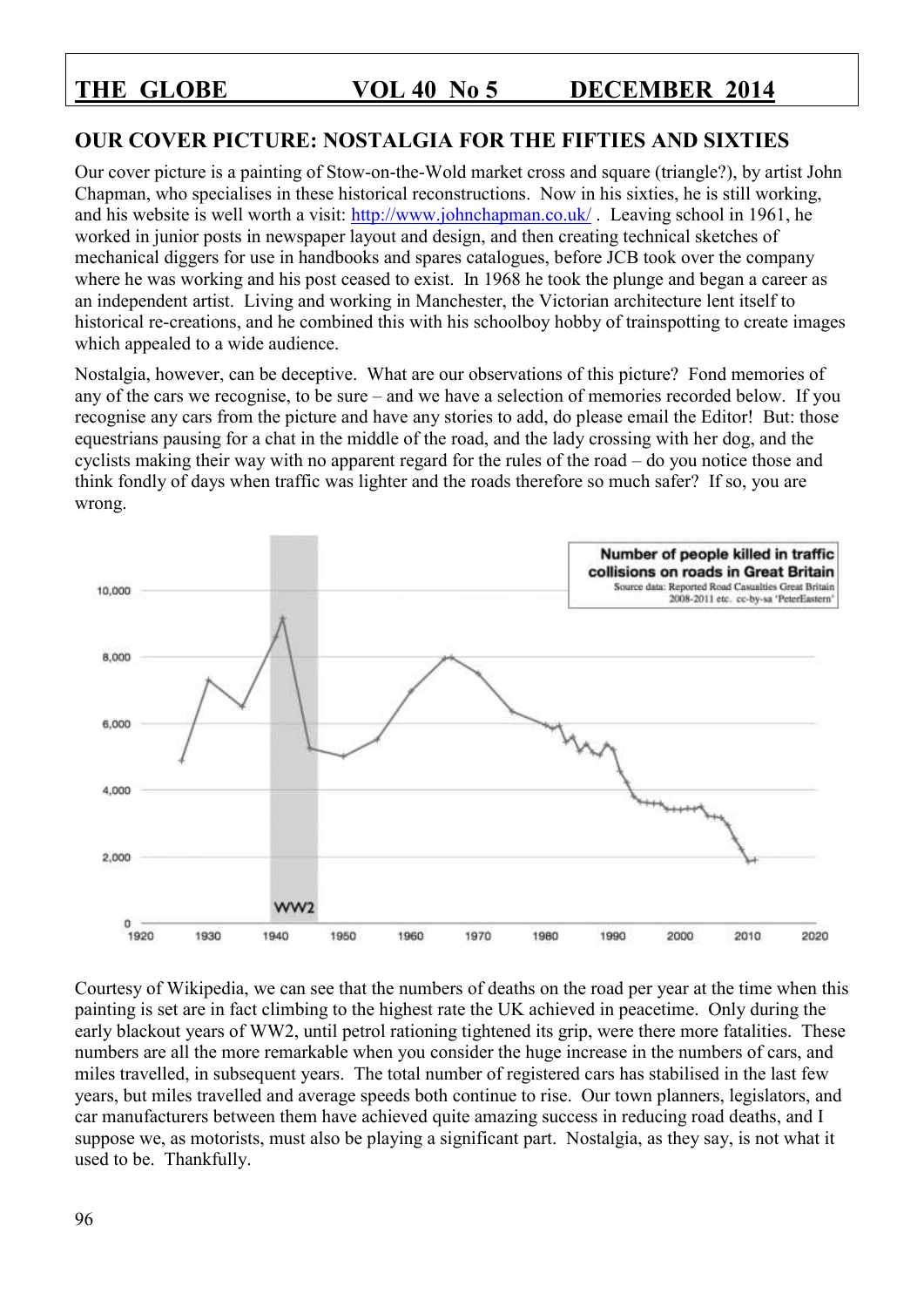## OUR COVER PICTURE: NOSTALGIA FOR THE FIFTIES AND SIXTIES

Our cover picture is a painting of Stow-on-the-Wold market cross and square (triangle?), by artist John Chapman, who specialises in these historical reconstructions. Now in his sixties, he is still working, and his website is well worth a visit: http://www.johnchapman.co.uk/ . Leaving school in 1961, he worked in junior posts in newspaper layout and design, and then creating technical sketches of mechanical diggers for use in handbooks and spares catalogues, before JCB took over the company where he was working and his post ceased to exist. In 1968 he took the plunge and began a career as an independent artist. Living and working in Manchester, the Victorian architecture lent itself to historical re-creations, and he combined this with his schoolboy hobby of trainspotting to create images which appealed to a wide audience.

Nostalgia, however, can be deceptive. What are our observations of this picture? Fond memories of any of the cars we recognise, to be sure – and we have a selection of memories recorded below. If you recognise any cars from the picture and have any stories to add, do please email the Editor! But: those equestrians pausing for a chat in the middle of the road, and the lady crossing with her dog, and the cyclists making their way with no apparent regard for the rules of the road – do you notice those and think fondly of days when traffic was lighter and the roads therefore so much safer? If so, you are wrong.

**Number of people killed in traffic collisions on roads in Great Britain**
Source data: Reported Road Casualties Great Britain 2008-2011 etc. cc-by-sa 'PeterEastern'

Courtesy of Wikipedia, we can see that the numbers of deaths on the road per year at the time when this painting is set are in fact climbing to the highest rate the UK achieved in peacetime. Only during the early blackout years of WW2, until petrol rationing tightened its grip, were there more fatalities. These numbers are all the more remarkable when you consider the huge increase in the numbers of cars, and miles travelled, in subsequent years. The total number of registered cars has stabilised in the last few years, but miles travelled and average speeds both continue to rise. Our town planners, legislators, and car manufacturers between them have achieved quite amazing success in reducing road deaths, and I suppose we, as motorists, must also be playing a significant part. Nostalgia, as they say, is not what it used to be. Thankfully.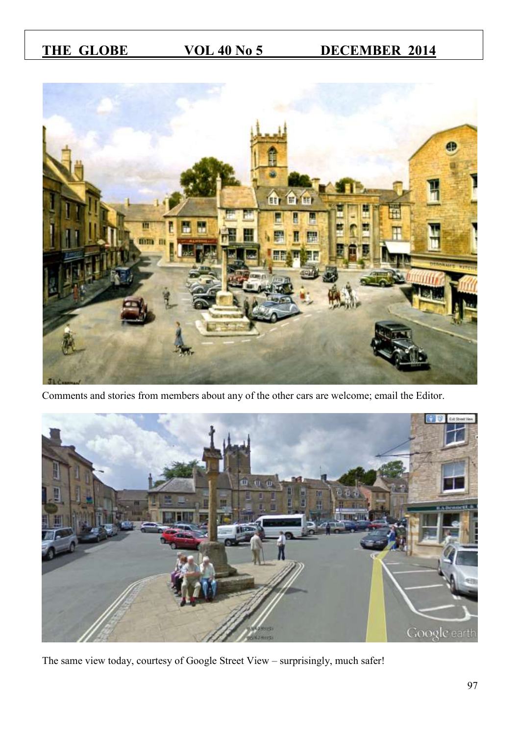Comments and stories from members about any of the other cars are welcome; email the Editor.

The same view today, courtesy of Google Street View – surprisingly, much safer!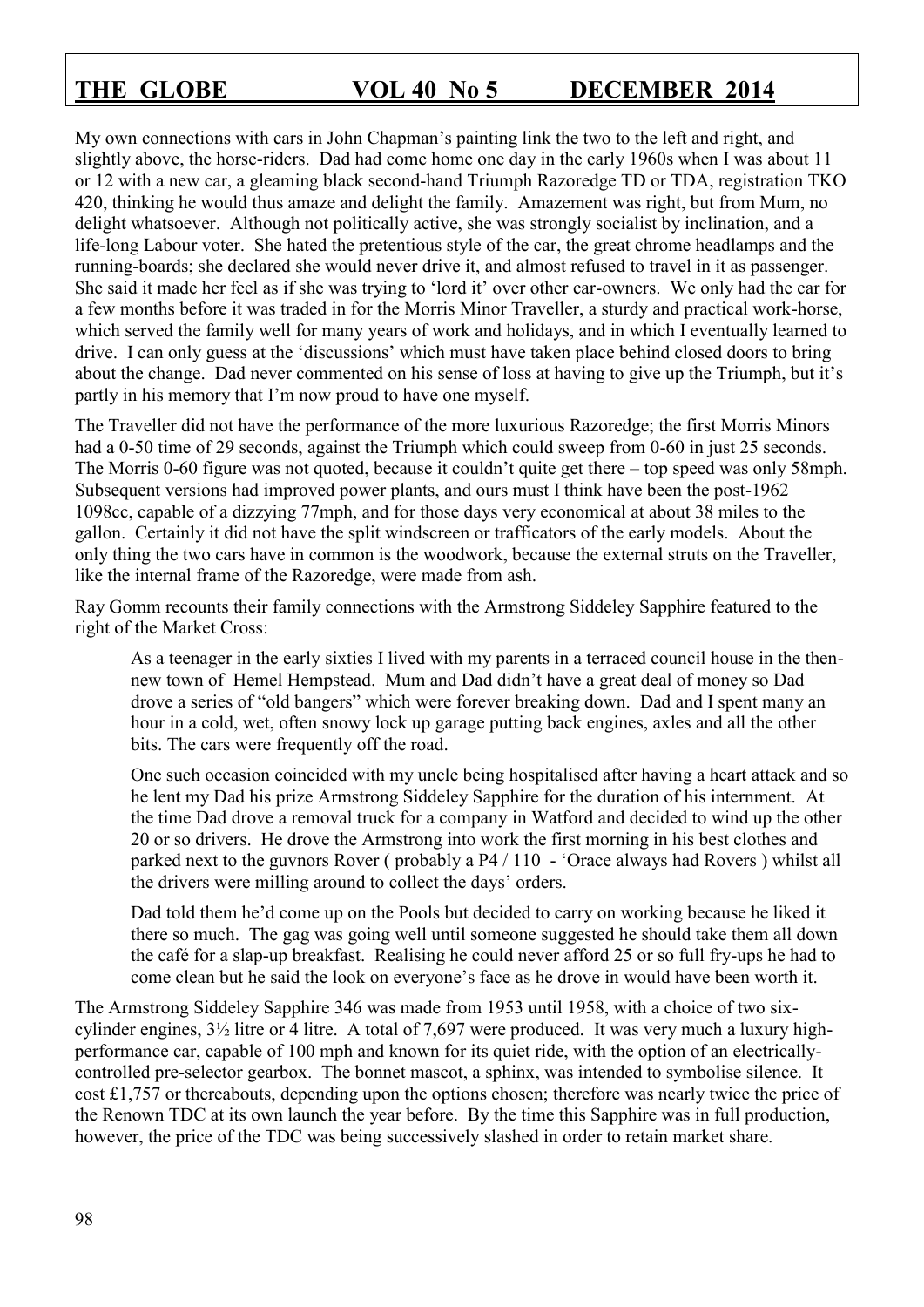My own connections with cars in John Chapman's painting link the two to the left and right, and slightly above, the horse-riders. Dad had come home one day in the early 1960s when I was about 11 or 12 with a new car, a gleaming black second-hand Triumph Razoredge TD or TDA, registration TKO 420, thinking he would thus amaze and delight the family. Amazement was right, but from Mum, no delight whatsoever. Although not politically active, she was strongly socialist by inclination, and a life-long Labour voter. She hated the pretentious style of the car, the great chrome headlamps and the running-boards; she declared she would never drive it, and almost refused to travel in it as passenger. She said it made her feel as if she was trying to 'lord it' over other car-owners. We only had the car for a few months before it was traded in for the Morris Minor Traveller, a sturdy and practical work-horse, which served the family well for many years of work and holidays, and in which I eventually learned to drive. I can only guess at the 'discussions' which must have taken place behind closed doors to bring about the change. Dad never commented on his sense of loss at having to give up the Triumph, but it's partly in his memory that I'm now proud to have one myself.

The Traveller did not have the performance of the more luxurious Razoredge; the first Morris Minors had a 0-50 time of 29 seconds, against the Triumph which could sweep from 0-60 in just 25 seconds. The Morris 0-60 figure was not quoted, because it couldn't quite get there – top speed was only 58mph. Subsequent versions had improved power plants, and ours must I think have been the post-1962 1098cc, capable of a dizzying 77mph, and for those days very economical at about 38 miles to the gallon. Certainly it did not have the split windscreen or trafficators of the early models. About the only thing the two cars have in common is the woodwork, because the external struts on the Traveller, like the internal frame of the Razoredge, were made from ash.

Ray Gomm recounts their family connections with the Armstrong Siddeley Sapphire featured to the right of the Market Cross:

> As a teenager in the early sixties I lived with my parents in a terraced council house in the then-new town of Hemel Hempstead. Mum and Dad didn't have a great deal of money so Dad drove a series of "old bangers" which were forever breaking down. Dad and I spent many an hour in a cold, wet, often snowy lock up garage putting back engines, axles and all the other bits. The cars were frequently off the road.
>
> One such occasion coincided with my uncle being hospitalised after having a heart attack and so he lent my Dad his prize Armstrong Siddeley Sapphire for the duration of his internment. At the time Dad drove a removal truck for a company in Watford and decided to wind up the other 20 or so drivers. He drove the Armstrong into work the first morning in his best clothes and parked next to the guvnors Rover ( probably a P4 / 110 - 'Orace always had Rovers ) whilst all the drivers were milling around to collect the days' orders.
>
> Dad told them he'd come up on the Pools but decided to carry on working because he liked it there so much. The gag was going well until someone suggested he should take them all down the café for a slap-up breakfast. Realising he could never afford 25 or so full fry-ups he had to come clean but he said the look on everyone's face as he drove in would have been worth it.

The Armstrong Siddeley Sapphire 346 was made from 1953 until 1958, with a choice of two six-cylinder engines, 3½ litre or 4 litre. A total of 7,697 were produced. It was very much a luxury high-performance car, capable of 100 mph and known for its quiet ride, with the option of an electrically-controlled pre-selector gearbox. The bonnet mascot, a sphinx, was intended to symbolise silence. It cost £1,757 or thereabouts, depending upon the options chosen; therefore was nearly twice the price of the Renown TDC at its own launch the year before. By the time this Sapphire was in full production, however, the price of the TDC was being successively slashed in order to retain market share.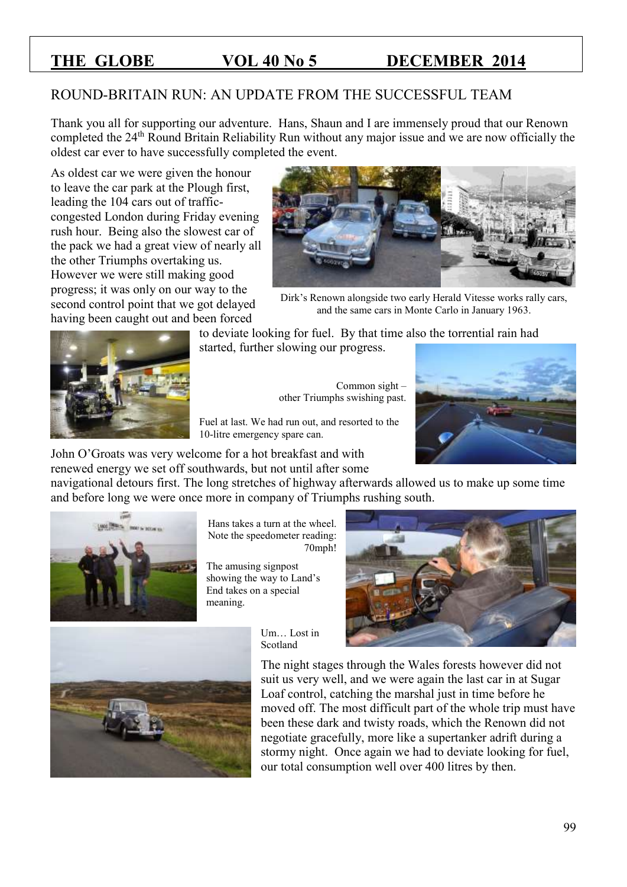## ROUND-BRITAIN RUN: AN UPDATE FROM THE SUCCESSFUL TEAM

Thank you all for supporting our adventure. Hans, Shaun and I are immensely proud that our Renown completed the 24th Round Britain Reliability Run without any major issue and we are now officially the oldest car ever to have successfully completed the event.

As oldest car we were given the honour to leave the car park at the Plough first, leading the 104 cars out of traffic-congested London during Friday evening rush hour. Being also the slowest car of the pack we had a great view of nearly all the other Triumphs overtaking us. However we were still making good progress; it was only on our way to the second control point that we got delayed having been caught out and been forced to deviate looking for fuel. By that time also the torrential rain had started, further slowing our progress.

Dirk's Renown alongside two early Herald Vitesse works rally cars, and the same cars in Monte Carlo in January 1963.

Common sight – other Triumphs swishing past.

Fuel at last. We had run out, and resorted to the 10-litre emergency spare can.

John O'Groats was very welcome for a hot breakfast and with renewed energy we set off southwards, but not until after some navigational detours first. The long stretches of highway afterwards allowed us to make up some time and before long we were once more in company of Triumphs rushing south.

Hans takes a turn at the wheel. Note the speedometer reading: 70mph!

The amusing signpost showing the way to Land's End takes on a special meaning.

Um… Lost in Scotland

The night stages through the Wales forests however did not suit us very well, and we were again the last car in at Sugar Loaf control, catching the marshal just in time before he moved off. The most difficult part of the whole trip must have been these dark and twisty roads, which the Renown did not negotiate gracefully, more like a supertanker adrift during a stormy night. Once again we had to deviate looking for fuel, our total consumption well over 400 litres by then.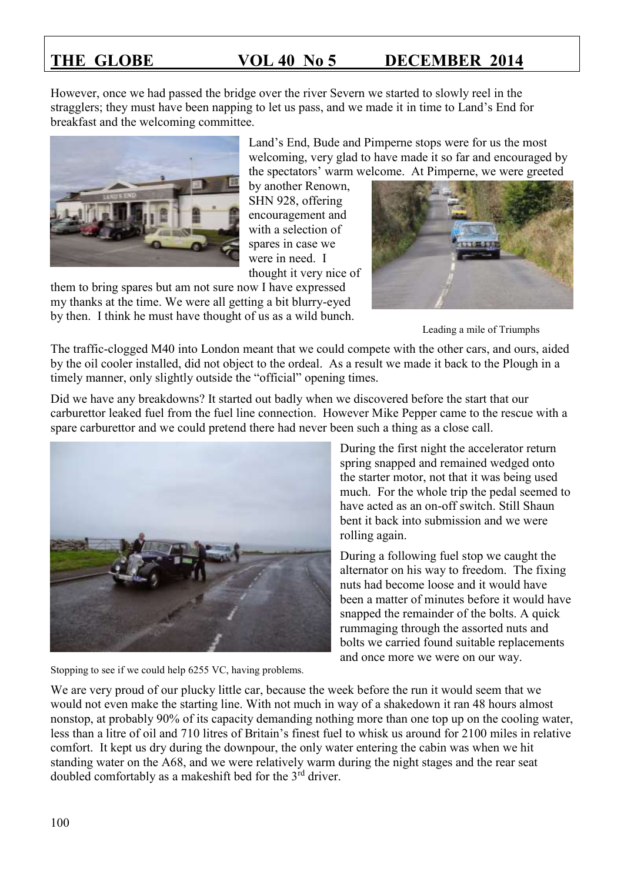However, once we had passed the bridge over the river Severn we started to slowly reel in the stragglers; they must have been napping to let us pass, and we made it in time to Land's End for breakfast and the welcoming committee.

Land's End, Bude and Pimperne stops were for us the most welcoming, very glad to have made it so far and encouraged by the spectators' warm welcome. At Pimperne, we were greeted by another Renown, SHN 928, offering encouragement and with a selection of spares in case we were in need. I thought it very nice of them to bring spares but am not sure now I have expressed my thanks at the time. We were all getting a bit blurry-eyed by then. I think he must have thought of us as a wild bunch.

Leading a mile of Triumphs

The traffic-clogged M40 into London meant that we could compete with the other cars, and ours, aided by the oil cooler installed, did not object to the ordeal. As a result we made it back to the Plough in a timely manner, only slightly outside the "official" opening times.

Did we have any breakdowns? It started out badly when we discovered before the start that our carburettor leaked fuel from the fuel line connection. However Mike Pepper came to the rescue with a spare carburettor and we could pretend there had never been such a thing as a close call.

During the first night the accelerator return spring snapped and remained wedged onto the starter motor, not that it was being used much. For the whole trip the pedal seemed to have acted as an on-off switch. Still Shaun bent it back into submission and we were rolling again.

During a following fuel stop we caught the alternator on his way to freedom. The fixing nuts had become loose and it would have been a matter of minutes before it would have snapped the remainder of the bolts. A quick rummaging through the assorted nuts and bolts we carried found suitable replacements and once more we were on our way.

Stopping to see if we could help 6255 VC, having problems.

We are very proud of our plucky little car, because the week before the run it would seem that we would not even make the starting line. With not much in way of a shakedown it ran 48 hours almost nonstop, at probably 90% of its capacity demanding nothing more than one top up on the cooling water, less than a litre of oil and 710 litres of Britain's finest fuel to whisk us around for 2100 miles in relative comfort. It kept us dry during the downpour, the only water entering the cabin was when we hit standing water on the A68, and we were relatively warm during the night stages and the rear seat doubled comfortably as a makeshift bed for the 3rd driver.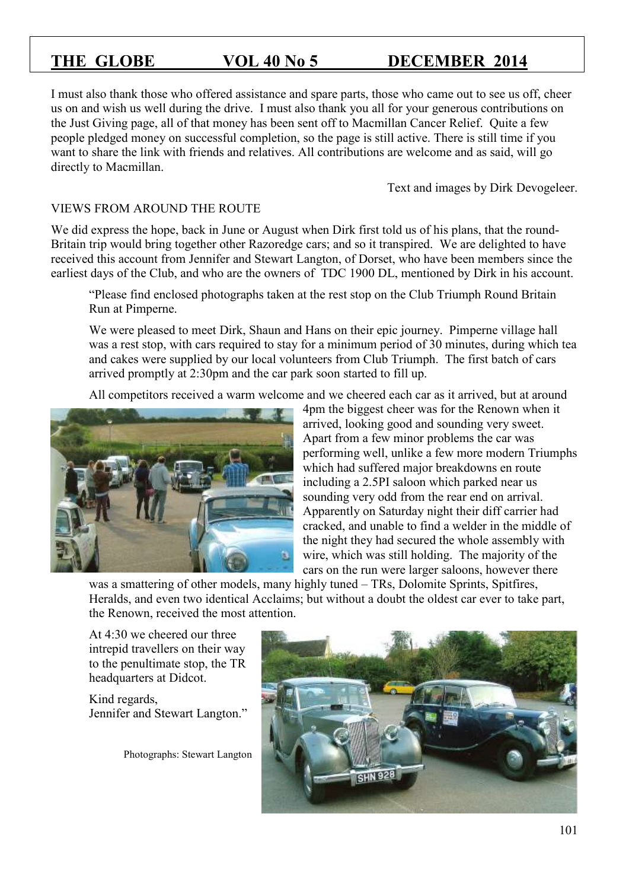I must also thank those who offered assistance and spare parts, those who came out to see us off, cheer us on and wish us well during the drive. I must also thank you all for your generous contributions on the Just Giving page, all of that money has been sent off to Macmillan Cancer Relief. Quite a few people pledged money on successful completion, so the page is still active. There is still time if you want to share the link with friends and relatives. All contributions are welcome and as said, will go directly to Macmillan.

Text and images by Dirk Devogeleer.

VIEWS FROM AROUND THE ROUTE

We did express the hope, back in June or August when Dirk first told us of his plans, that the round-Britain trip would bring together other Razoredge cars; and so it transpired. We are delighted to have received this account from Jennifer and Stewart Langton, of Dorset, who have been members since the earliest days of the Club, and who are the owners of TDC 1900 DL, mentioned by Dirk in his account.

> "Please find enclosed photographs taken at the rest stop on the Club Triumph Round Britain Run at Pimperne.
>
> We were pleased to meet Dirk, Shaun and Hans on their epic journey. Pimperne village hall was a rest stop, with cars required to stay for a minimum period of 30 minutes, during which tea and cakes were supplied by our local volunteers from Club Triumph. The first batch of cars arrived promptly at 2:30pm and the car park soon started to fill up.
>
> All competitors received a warm welcome and we cheered each car as it arrived, but at around 4pm the biggest cheer was for the Renown when it arrived, looking good and sounding very sweet. Apart from a few minor problems the car was performing well, unlike a few more modern Triumphs which had suffered major breakdowns en route including a 2.5PI saloon which parked near us sounding very odd from the rear end on arrival. Apparently on Saturday night their diff carrier had cracked, and unable to find a welder in the middle of the night they had secured the whole assembly with wire, which was still holding. The majority of the cars on the run were larger saloons, however there was a smattering of other models, many highly tuned – TRs, Dolomite Sprints, Spitfires, Heralds, and even two identical Acclaims; but without a doubt the oldest car ever to take part, the Renown, received the most attention.
>
> At 4:30 we cheered our three intrepid travellers on their way to the penultimate stop, the TR headquarters at Didcot.
>
> Kind regards,
> Jennifer and Stewart Langton."

Photographs: Stewart Langton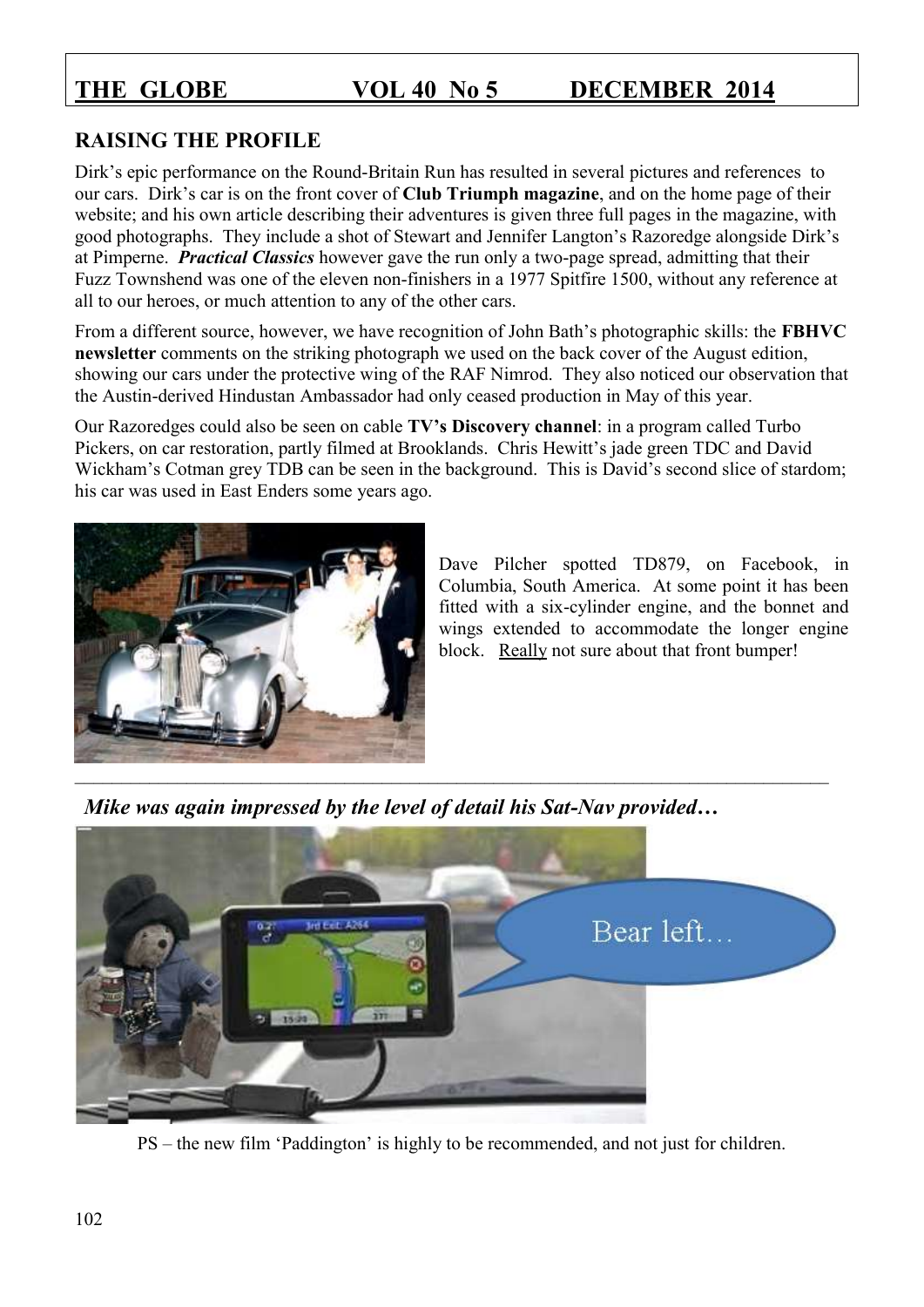## RAISING THE PROFILE

Dirk's epic performance on the Round-Britain Run has resulted in several pictures and references to our cars. Dirk's car is on the front cover of **Club Triumph magazine**, and on the home page of their website; and his own article describing their adventures is given three full pages in the magazine, with good photographs. They include a shot of Stewart and Jennifer Langton's Razoredge alongside Dirk's at Pimperne. ***Practical Classics*** however gave the run only a two-page spread, admitting that their Fuzz Townshend was one of the eleven non-finishers in a 1977 Spitfire 1500, without any reference at all to our heroes, or much attention to any of the other cars.

From a different source, however, we have recognition of John Bath's photographic skills: the **FBHVC newsletter** comments on the striking photograph we used on the back cover of the August edition, showing our cars under the protective wing of the RAF Nimrod. They also noticed our observation that the Austin-derived Hindustan Ambassador had only ceased production in May of this year.

Our Razoredges could also be seen on cable **TV's Discovery channel**: in a program called Turbo Pickers, on car restoration, partly filmed at Brooklands. Chris Hewitt's jade green TDC and David Wickham's Cotman grey TDB can be seen in the background. This is David's second slice of stardom; his car was used in East Enders some years ago.

Dave Pilcher spotted TD879, on Facebook, in Columbia, South America. At some point it has been fitted with a six-cylinder engine, and the bonnet and wings extended to accommodate the longer engine block. Really not sure about that front bumper!

---

***Mike was again impressed by the level of detail his Sat-Nav provided…***

PS – the new film 'Paddington' is highly to be recommended, and not just for children.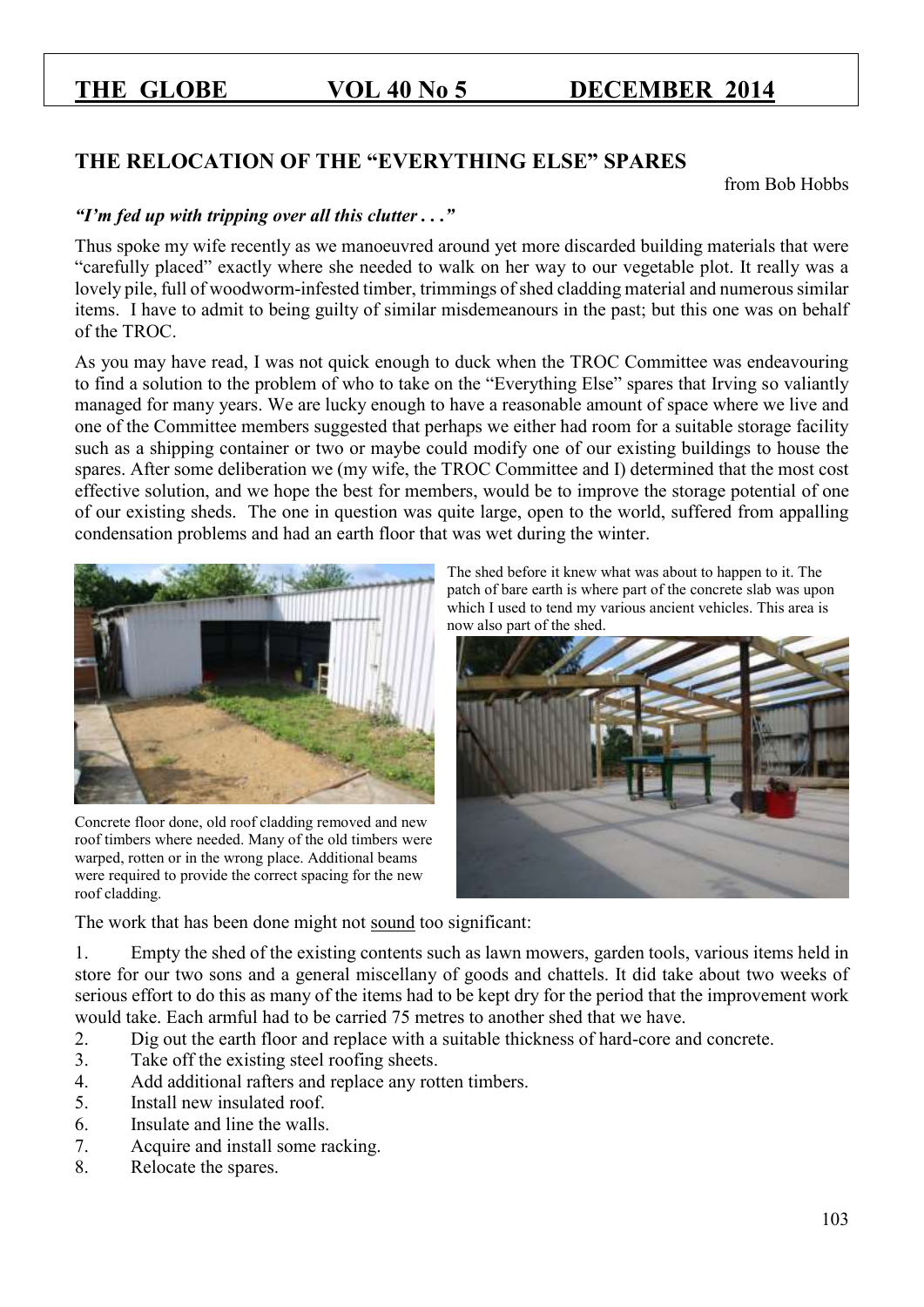## THE RELOCATION OF THE "EVERYTHING ELSE" SPARES

from Bob Hobbs

***"I'm fed up with tripping over all this clutter . . ."***

Thus spoke my wife recently as we manoeuvred around yet more discarded building materials that were "carefully placed" exactly where she needed to walk on her way to our vegetable plot. It really was a lovely pile, full of woodworm-infested timber, trimmings of shed cladding material and numerous similar items. I have to admit to being guilty of similar misdemeanours in the past; but this one was on behalf of the TROC.

As you may have read, I was not quick enough to duck when the TROC Committee was endeavouring to find a solution to the problem of who to take on the "Everything Else" spares that Irving so valiantly managed for many years. We are lucky enough to have a reasonable amount of space where we live and one of the Committee members suggested that perhaps we either had room for a suitable storage facility such as a shipping container or two or maybe could modify one of our existing buildings to house the spares. After some deliberation we (my wife, the TROC Committee and I) determined that the most cost effective solution, and we hope the best for members, would be to improve the storage potential of one of our existing sheds. The one in question was quite large, open to the world, suffered from appalling condensation problems and had an earth floor that was wet during the winter.

The shed before it knew what was about to happen to it. The patch of bare earth is where part of the concrete slab was upon which I used to tend my various ancient vehicles. This area is now also part of the shed.

Concrete floor done, old roof cladding removed and new roof timbers where needed. Many of the old timbers were warped, rotten or in the wrong place. Additional beams were required to provide the correct spacing for the new roof cladding.

The work that has been done might not <u>sound</u> too significant:

1. Empty the shed of the existing contents such as lawn mowers, garden tools, various items held in store for our two sons and a general miscellany of goods and chattels. It did take about two weeks of serious effort to do this as many of the items had to be kept dry for the period that the improvement work would take. Each armful had to be carried 75 metres to another shed that we have.
2. Dig out the earth floor and replace with a suitable thickness of hard-core and concrete.
3. Take off the existing steel roofing sheets.
4. Add additional rafters and replace any rotten timbers.
5. Install new insulated roof.
6. Insulate and line the walls.
7. Acquire and install some racking.
8. Relocate the spares.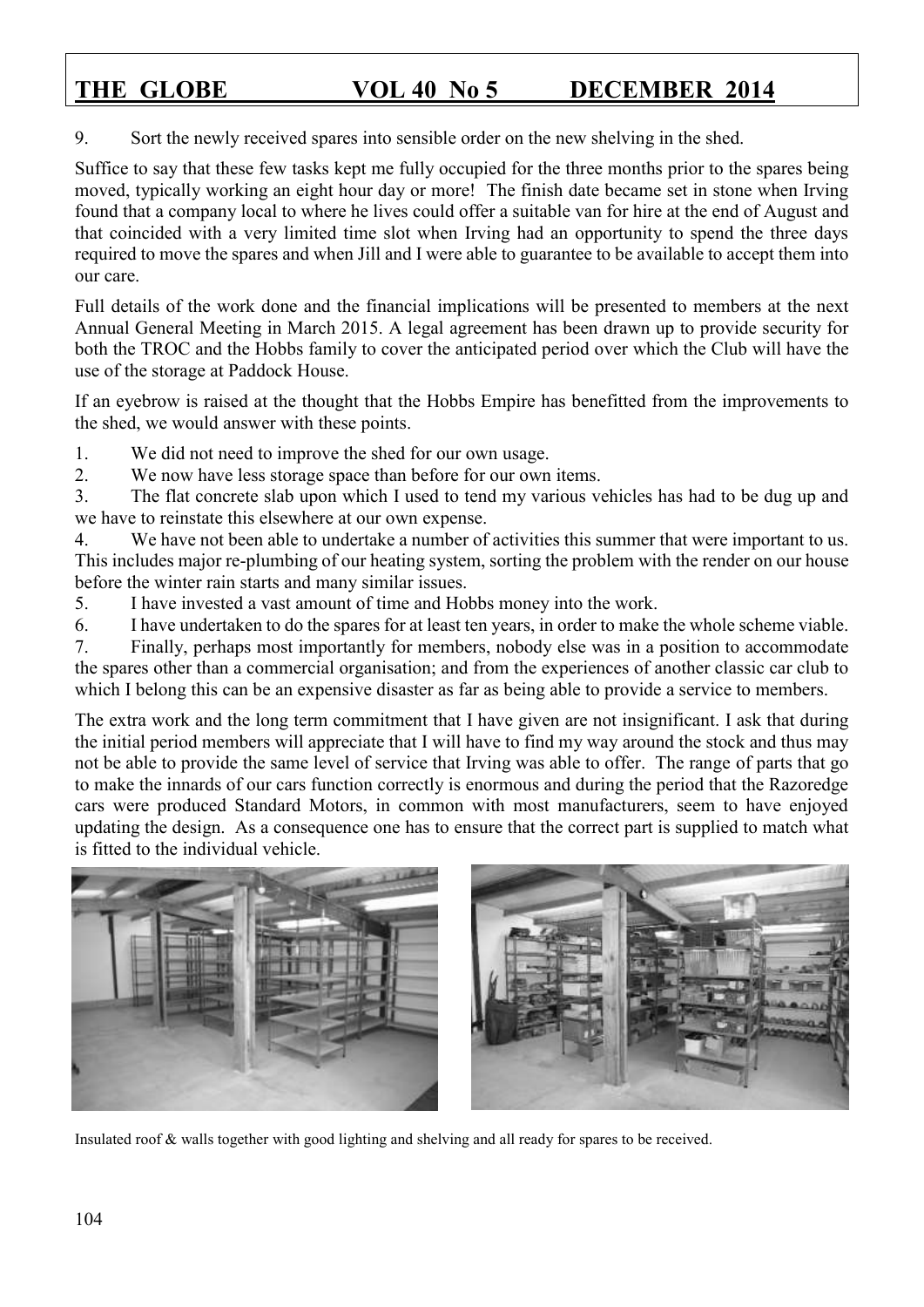9. Sort the newly received spares into sensible order on the new shelving in the shed.

Suffice to say that these few tasks kept me fully occupied for the three months prior to the spares being moved, typically working an eight hour day or more! The finish date became set in stone when Irving found that a company local to where he lives could offer a suitable van for hire at the end of August and that coincided with a very limited time slot when Irving had an opportunity to spend the three days required to move the spares and when Jill and I were able to guarantee to be available to accept them into our care.

Full details of the work done and the financial implications will be presented to members at the next Annual General Meeting in March 2015. A legal agreement has been drawn up to provide security for both the TROC and the Hobbs family to cover the anticipated period over which the Club will have the use of the storage at Paddock House.

If an eyebrow is raised at the thought that the Hobbs Empire has benefitted from the improvements to the shed, we would answer with these points.

1. We did not need to improve the shed for our own usage.
2. We now have less storage space than before for our own items.
3. The flat concrete slab upon which I used to tend my various vehicles has had to be dug up and we have to reinstate this elsewhere at our own expense.
4. We have not been able to undertake a number of activities this summer that were important to us. This includes major re-plumbing of our heating system, sorting the problem with the render on our house before the winter rain starts and many similar issues.
5. I have invested a vast amount of time and Hobbs money into the work.
6. I have undertaken to do the spares for at least ten years, in order to make the whole scheme viable.
7. Finally, perhaps most importantly for members, nobody else was in a position to accommodate the spares other than a commercial organisation; and from the experiences of another classic car club to which I belong this can be an expensive disaster as far as being able to provide a service to members.

The extra work and the long term commitment that I have given are not insignificant. I ask that during the initial period members will appreciate that I will have to find my way around the stock and thus may not be able to provide the same level of service that Irving was able to offer. The range of parts that go to make the innards of our cars function correctly is enormous and during the period that the Razoredge cars were produced Standard Motors, in common with most manufacturers, seem to have enjoyed updating the design. As a consequence one has to ensure that the correct part is supplied to match what is fitted to the individual vehicle.

Insulated roof & walls together with good lighting and shelving and all ready for spares to be received.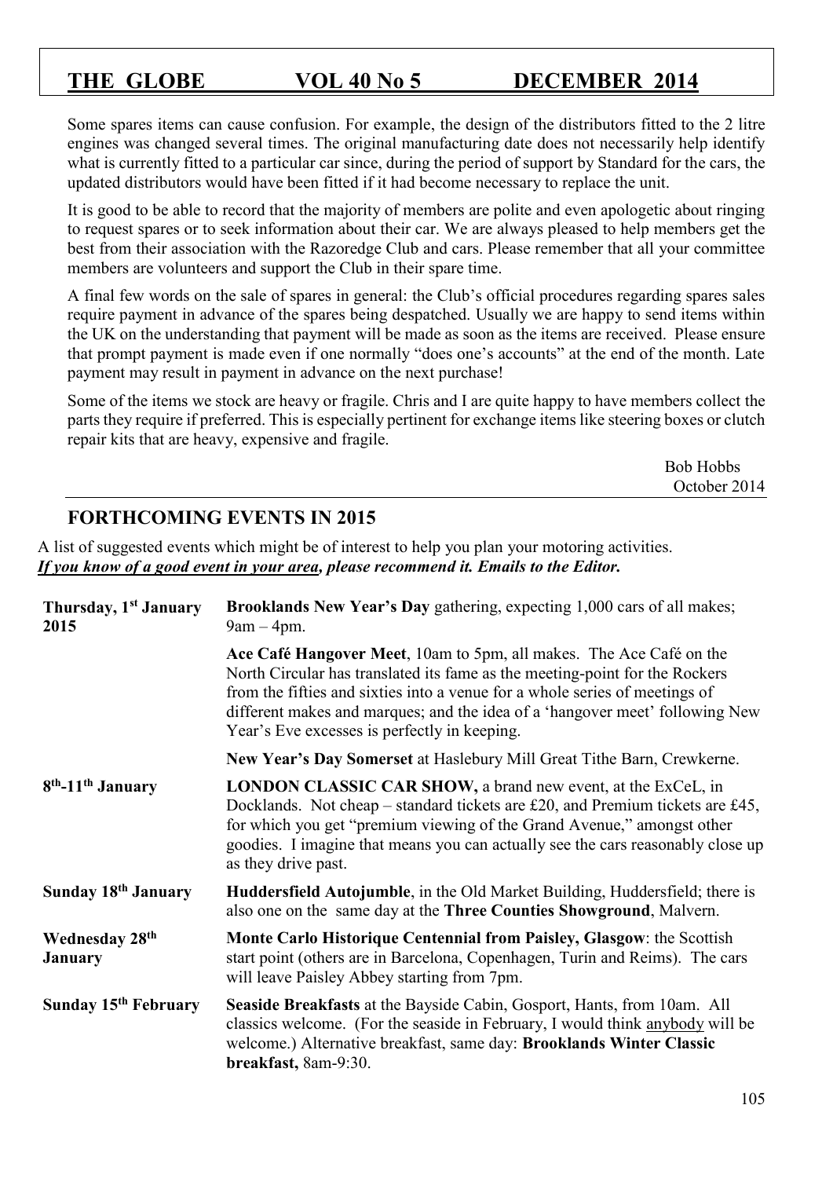Some spares items can cause confusion. For example, the design of the distributors fitted to the 2 litre engines was changed several times. The original manufacturing date does not necessarily help identify what is currently fitted to a particular car since, during the period of support by Standard for the cars, the updated distributors would have been fitted if it had become necessary to replace the unit.

It is good to be able to record that the majority of members are polite and even apologetic about ringing to request spares or to seek information about their car. We are always pleased to help members get the best from their association with the Razoredge Club and cars. Please remember that all your committee members are volunteers and support the Club in their spare time.

A final few words on the sale of spares in general: the Club's official procedures regarding spares sales require payment in advance of the spares being despatched. Usually we are happy to send items within the UK on the understanding that payment will be made as soon as the items are received. Please ensure that prompt payment is made even if one normally "does one's accounts" at the end of the month. Late payment may result in payment in advance on the next purchase!

Some of the items we stock are heavy or fragile. Chris and I are quite happy to have members collect the parts they require if preferred. This is especially pertinent for exchange items like steering boxes or clutch repair kits that are heavy, expensive and fragile.

Bob Hobbs
October 2014

## FORTHCOMING EVENTS IN 2015

A list of suggested events which might be of interest to help you plan your motoring activities.
***If you know of a good event in your area, please recommend it. Emails to the Editor.***

| | |
|---|---|
| **Thursday, 1st January 2015** | **Brooklands New Year's Day** gathering, expecting 1,000 cars of all makes; 9am – 4pm. |
| | **Ace Café Hangover Meet**, 10am to 5pm, all makes. The Ace Café on the North Circular has translated its fame as the meeting-point for the Rockers from the fifties and sixties into a venue for a whole series of meetings of different makes and marques; and the idea of a 'hangover meet' following New Year's Eve excesses is perfectly in keeping. |
| | **New Year's Day Somerset** at Haslebury Mill Great Tithe Barn, Crewkerne. |
| **8th-11th January** | **LONDON CLASSIC CAR SHOW,** a brand new event, at the ExCeL, in Docklands. Not cheap – standard tickets are £20, and Premium tickets are £45, for which you get "premium viewing of the Grand Avenue," amongst other goodies. I imagine that means you can actually see the cars reasonably close up as they drive past. |
| **Sunday 18th January** | **Huddersfield Autojumble**, in the Old Market Building, Huddersfield; there is also one on the same day at the **Three Counties Showground**, Malvern. |
| **Wednesday 28th January** | **Monte Carlo Historique Centennial from Paisley, Glasgow**: the Scottish start point (others are in Barcelona, Copenhagen, Turin and Reims). The cars will leave Paisley Abbey starting from 7pm. |
| **Sunday 15th February** | **Seaside Breakfasts** at the Bayside Cabin, Gosport, Hants, from 10am. All classics welcome. (For the seaside in February, I would think anybody will be welcome.) Alternative breakfast, same day: **Brooklands Winter Classic breakfast,** 8am-9:30. |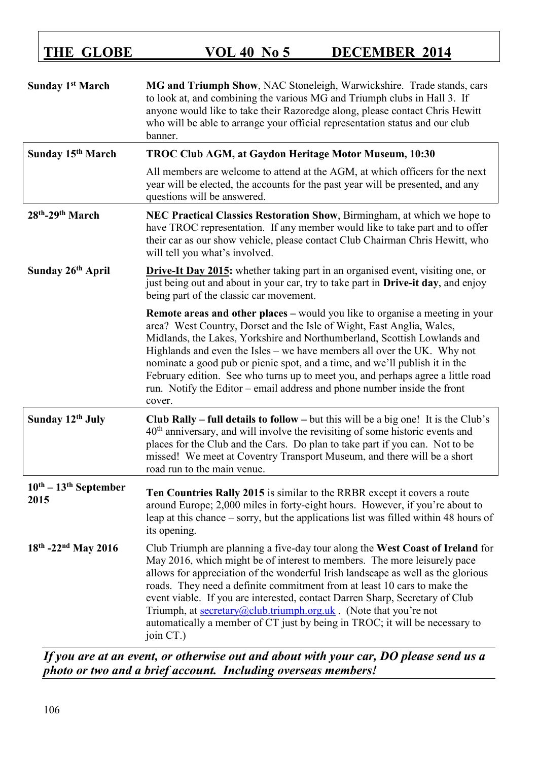| | |
|---|---|
| **Sunday 1st March** | **MG and Triumph Show**, NAC Stoneleigh, Warwickshire. Trade stands, cars to look at, and combining the various MG and Triumph clubs in Hall 3. If anyone would like to take their Razoredge along, please contact Chris Hewitt who will be able to arrange your official representation status and our club banner. |
| **Sunday 15th March** | **TROC Club AGM, at Gaydon Heritage Motor Museum, 10:30** |
| | All members are welcome to attend at the AGM, at which officers for the next year will be elected, the accounts for the past year will be presented, and any questions will be answered. |
| **28th-29th March** | **NEC Practical Classics Restoration Show**, Birmingham, at which we hope to have TROC representation. If any member would like to take part and to offer their car as our show vehicle, please contact Club Chairman Chris Hewitt, who will tell you what's involved. |
| **Sunday 26th April** | **Drive-It Day 2015:** whether taking part in an organised event, visiting one, or just being out and about in your car, try to take part in **Drive-it day**, and enjoy being part of the classic car movement. |
| | **Remote areas and other places –** would you like to organise a meeting in your area? West Country, Dorset and the Isle of Wight, East Anglia, Wales, Midlands, the Lakes, Yorkshire and Northumberland, Scottish Lowlands and Highlands and even the Isles – we have members all over the UK. Why not nominate a good pub or picnic spot, and a time, and we'll publish it in the February edition. See who turns up to meet you, and perhaps agree a little road run. Notify the Editor – email address and phone number inside the front cover. |
| **Sunday 12th July** | **Club Rally – full details to follow –** but this will be a big one! It is the Club's 40th anniversary, and will involve the revisiting of some historic events and places for the Club and the Cars. Do plan to take part if you can. Not to be missed! We meet at Coventry Transport Museum, and there will be a short road run to the main venue. |
| **10th – 13th September 2015** | **Ten Countries Rally 2015** is similar to the RRBR except it covers a route around Europe; 2,000 miles in forty-eight hours. However, if you're about to leap at this chance – sorry, but the applications list was filled within 48 hours of its opening. |
| **18th -22nd May 2016** | Club Triumph are planning a five-day tour along the **West Coast of Ireland** for May 2016, which might be of interest to members. The more leisurely pace allows for appreciation of the wonderful Irish landscape as well as the glorious roads. They need a definite commitment from at least 10 cars to make the event viable. If you are interested, contact Darren Sharp, Secretary of Club Triumph, at secretary@club.triumph.org.uk . (Note that you're not automatically a member of CT just by being in TROC; it will be necessary to join CT.) |

***If you are at an event, or otherwise out and about with your car, DO please send us a photo or two and a brief account. Including overseas members!***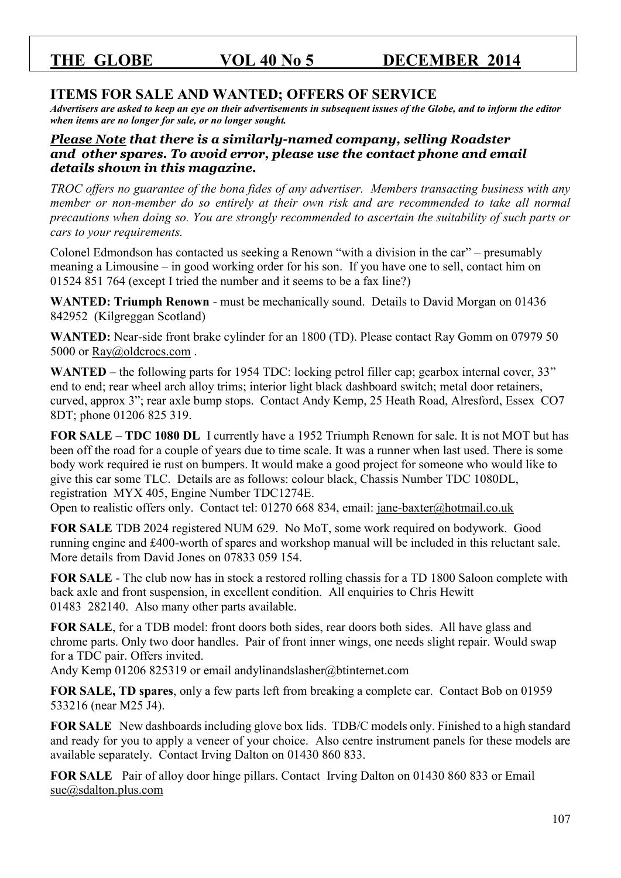## ITEMS FOR SALE AND WANTED; OFFERS OF SERVICE

***Advertisers are asked to keep an eye on their advertisements in subsequent issues of the Globe, and to inform the editor when items are no longer for sale, or no longer sought.***

***Please Note that there is a similarly-named company, selling Roadster and other spares. To avoid error, please use the contact phone and email details shown in this magazine.***

*TROC offers no guarantee of the bona fides of any advertiser. Members transacting business with any member or non-member do so entirely at their own risk and are recommended to take all normal precautions when doing so. You are strongly recommended to ascertain the suitability of such parts or cars to your requirements.*

Colonel Edmondson has contacted us seeking a Renown "with a division in the car" – presumably meaning a Limousine – in good working order for his son. If you have one to sell, contact him on 01524 851 764 (except I tried the number and it seems to be a fax line?)

**WANTED: Triumph Renown** - must be mechanically sound. Details to David Morgan on 01436 842952 (Kilgreggan Scotland)

**WANTED:** Near-side front brake cylinder for an 1800 (TD). Please contact Ray Gomm on 07979 50 5000 or Ray@oldcrocs.com .

**WANTED** – the following parts for 1954 TDC: locking petrol filler cap; gearbox internal cover, 33" end to end; rear wheel arch alloy trims; interior light black dashboard switch; metal door retainers, curved, approx 3"; rear axle bump stops. Contact Andy Kemp, 25 Heath Road, Alresford, Essex CO7 8DT; phone 01206 825 319.

**FOR SALE – TDC 1080 DL** I currently have a 1952 Triumph Renown for sale. It is not MOT but has been off the road for a couple of years due to time scale. It was a runner when last used. There is some body work required ie rust on bumpers. It would make a good project for someone who would like to give this car some TLC. Details are as follows: colour black, Chassis Number TDC 1080DL, registration MYX 405, Engine Number TDC1274E.
Open to realistic offers only. Contact tel: 01270 668 834, email: jane-baxter@hotmail.co.uk

**FOR SALE** TDB 2024 registered NUM 629. No MoT, some work required on bodywork. Good running engine and £400-worth of spares and workshop manual will be included in this reluctant sale. More details from David Jones on 07833 059 154.

**FOR SALE** - The club now has in stock a restored rolling chassis for a TD 1800 Saloon complete with back axle and front suspension, in excellent condition. All enquiries to Chris Hewitt 01483 282140. Also many other parts available.

**FOR SALE**, for a TDB model: front doors both sides, rear doors both sides. All have glass and chrome parts. Only two door handles. Pair of front inner wings, one needs slight repair. Would swap for a TDC pair. Offers invited.
Andy Kemp 01206 825319 or email andylinandslasher@btinternet.com

**FOR SALE, TD spares**, only a few parts left from breaking a complete car. Contact Bob on 01959 533216 (near M25 J4).

**FOR SALE** New dashboards including glove box lids. TDB/C models only. Finished to a high standard and ready for you to apply a veneer of your choice. Also centre instrument panels for these models are available separately. Contact Irving Dalton on 01430 860 833.

**FOR SALE** Pair of alloy door hinge pillars. Contact Irving Dalton on 01430 860 833 or Email sue@sdalton.plus.com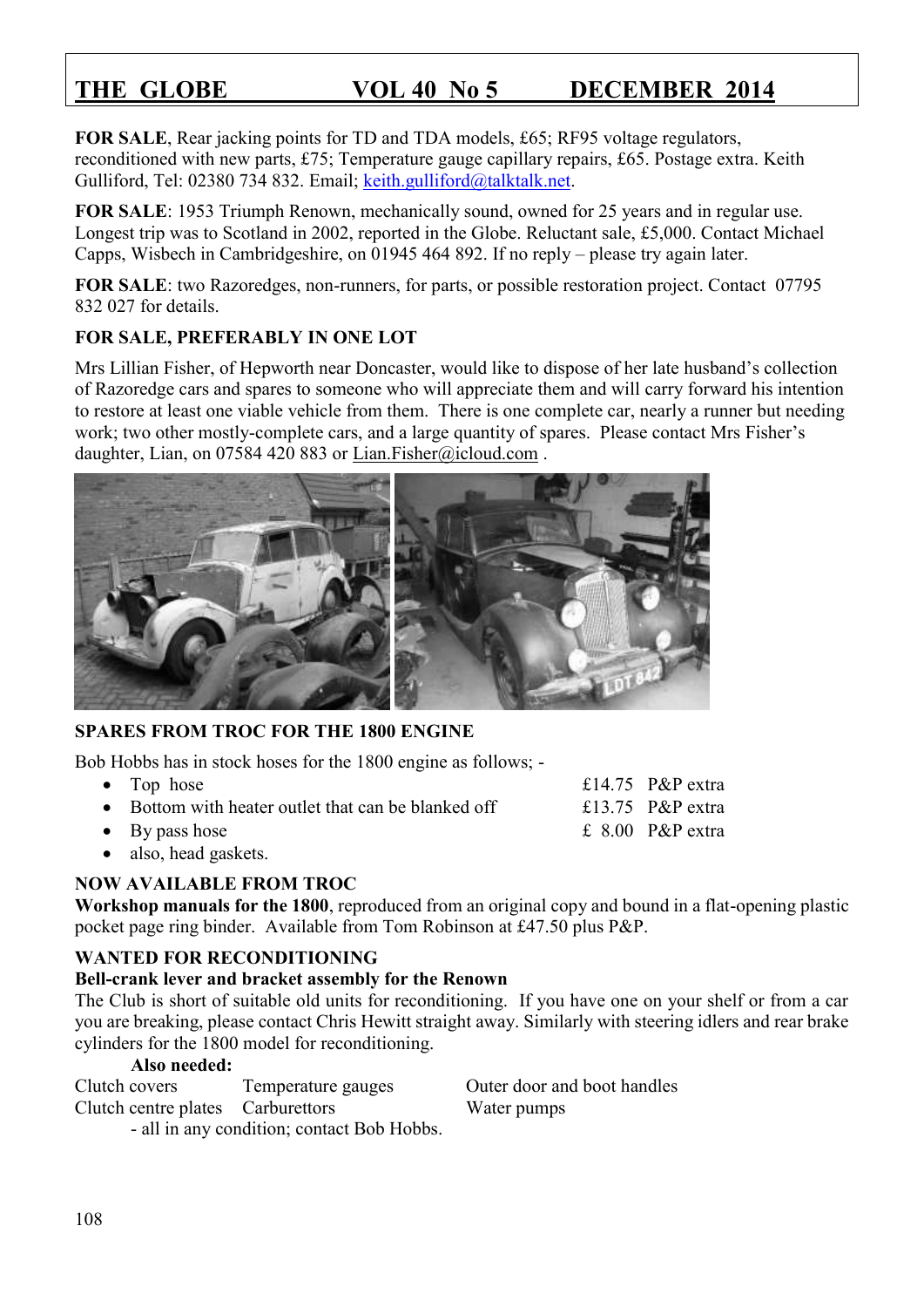**FOR SALE**, Rear jacking points for TD and TDA models, £65; RF95 voltage regulators, reconditioned with new parts, £75; Temperature gauge capillary repairs, £65. Postage extra. Keith Gulliford, Tel: 02380 734 832. Email; keith.gulliford@talktalk.net.

**FOR SALE**: 1953 Triumph Renown, mechanically sound, owned for 25 years and in regular use. Longest trip was to Scotland in 2002, reported in the Globe. Reluctant sale, £5,000. Contact Michael Capps, Wisbech in Cambridgeshire, on 01945 464 892. If no reply – please try again later.

**FOR SALE**: two Razoredges, non-runners, for parts, or possible restoration project. Contact 07795 832 027 for details.

### FOR SALE, PREFERABLY IN ONE LOT

Mrs Lillian Fisher, of Hepworth near Doncaster, would like to dispose of her late husband's collection of Razoredge cars and spares to someone who will appreciate them and will carry forward his intention to restore at least one viable vehicle from them. There is one complete car, nearly a runner but needing work; two other mostly-complete cars, and a large quantity of spares. Please contact Mrs Fisher's daughter, Lian, on 07584 420 883 or Lian.Fisher@icloud.com .

### SPARES FROM TROC FOR THE 1800 ENGINE

Bob Hobbs has in stock hoses for the 1800 engine as follows; -

- Top hose — £14.75 P&P extra
- Bottom with heater outlet that can be blanked off — £13.75 P&P extra
- By pass hose — £ 8.00 P&P extra
- also, head gaskets.

### NOW AVAILABLE FROM TROC

**Workshop manuals for the 1800**, reproduced from an original copy and bound in a flat-opening plastic pocket page ring binder. Available from Tom Robinson at £47.50 plus P&P.

### WANTED FOR RECONDITIONING

**Bell-crank lever and bracket assembly for the Renown**

The Club is short of suitable old units for reconditioning. If you have one on your shelf or from a car you are breaking, please contact Chris Hewitt straight away. Similarly with steering idlers and rear brake cylinders for the 1800 model for reconditioning.

**Also needed:**

| | | |
|---|---|---|
| Clutch covers | Temperature gauges | Outer door and boot handles |
| Clutch centre plates | Carburettors | Water pumps |

- all in any condition; contact Bob Hobbs.